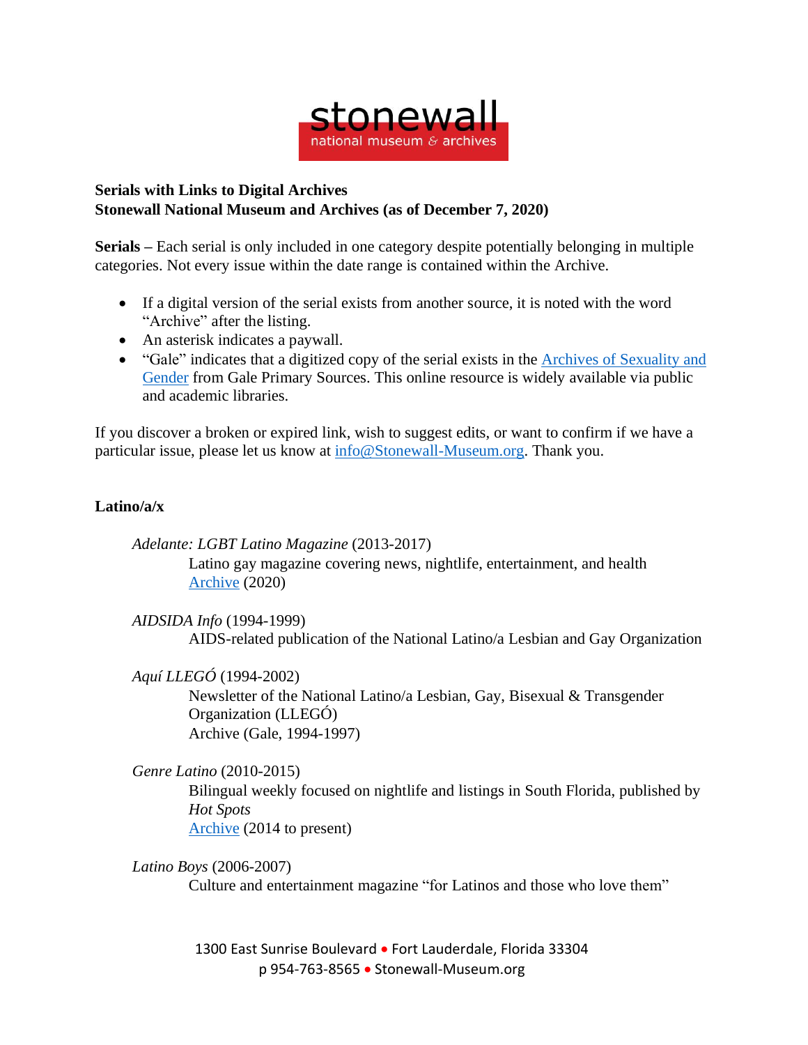stonewall
national museum & archives

**Serials with Links to Digital Archives**
**Stonewall National Museum and Archives (as of December 7, 2020)**

**Serials –** Each serial is only included in one category despite potentially belonging in multiple categories. Not every issue within the date range is contained within the Archive.

- If a digital version of the serial exists from another source, it is noted with the word "Archive" after the listing.
- An asterisk indicates a paywall.
- "Gale" indicates that a digitized copy of the serial exists in the Archives of Sexuality and Gender from Gale Primary Sources. This online resource is widely available via public and academic libraries.

If you discover a broken or expired link, wish to suggest edits, or want to confirm if we have a particular issue, please let us know at info@Stonewall-Museum.org. Thank you.

## Latino/a/x

*Adelante: LGBT Latino Magazine* (2013-2017)
Latino gay magazine covering news, nightlife, entertainment, and health
Archive (2020)

*AIDSIDA Info* (1994-1999)
AIDS-related publication of the National Latino/a Lesbian and Gay Organization

*Aquí LLEGÓ* (1994-2002)
Newsletter of the National Latino/a Lesbian, Gay, Bisexual & Transgender Organization (LLEGÓ)
Archive (Gale, 1994-1997)

*Genre Latino* (2010-2015)
Bilingual weekly focused on nightlife and listings in South Florida, published by *Hot Spots*
Archive (2014 to present)

*Latino Boys* (2006-2007)
Culture and entertainment magazine "for Latinos and those who love them"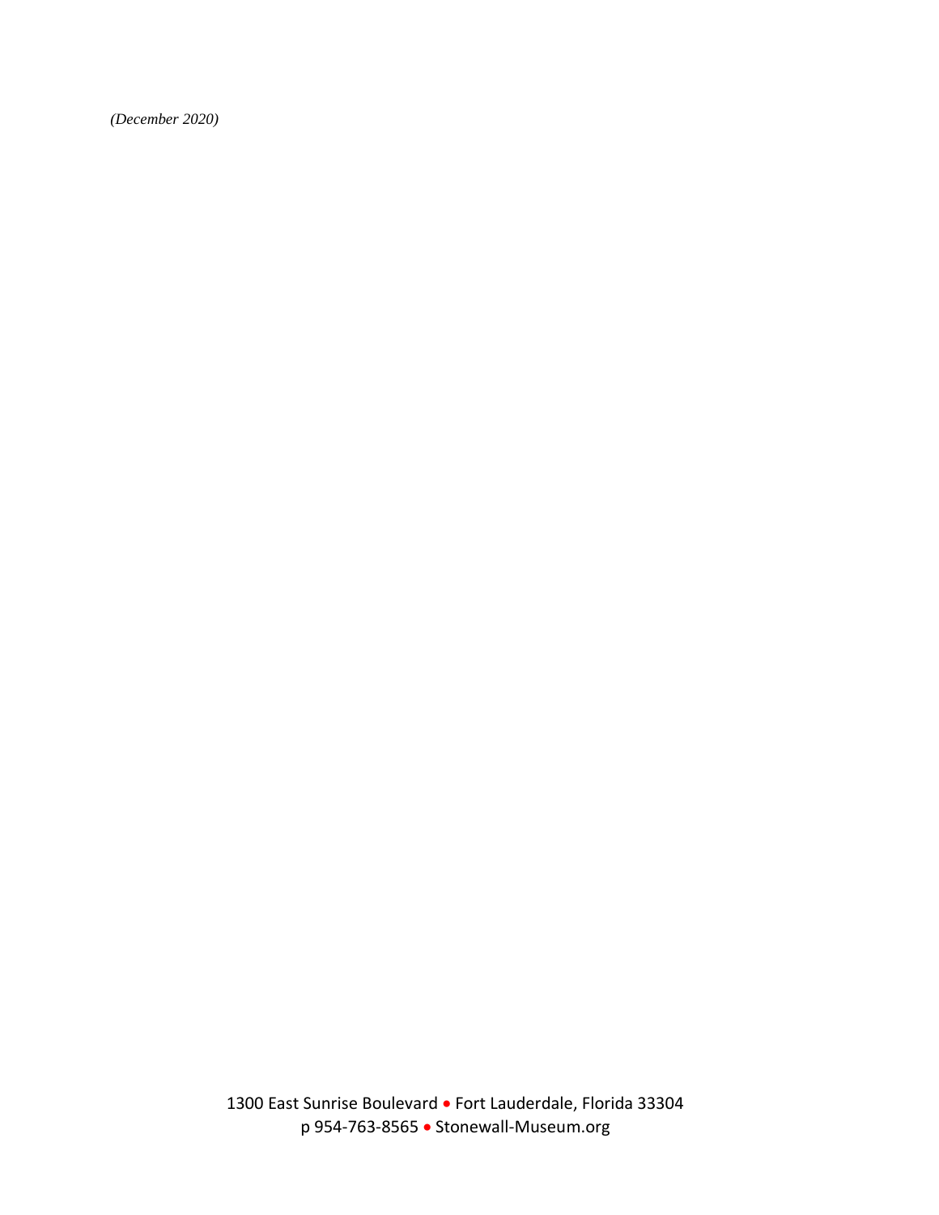*(December 2020)*

1300 East Sunrise Boulevard • Fort Lauderdale, Florida 33304
p 954-763-8565 • Stonewall-Museum.org